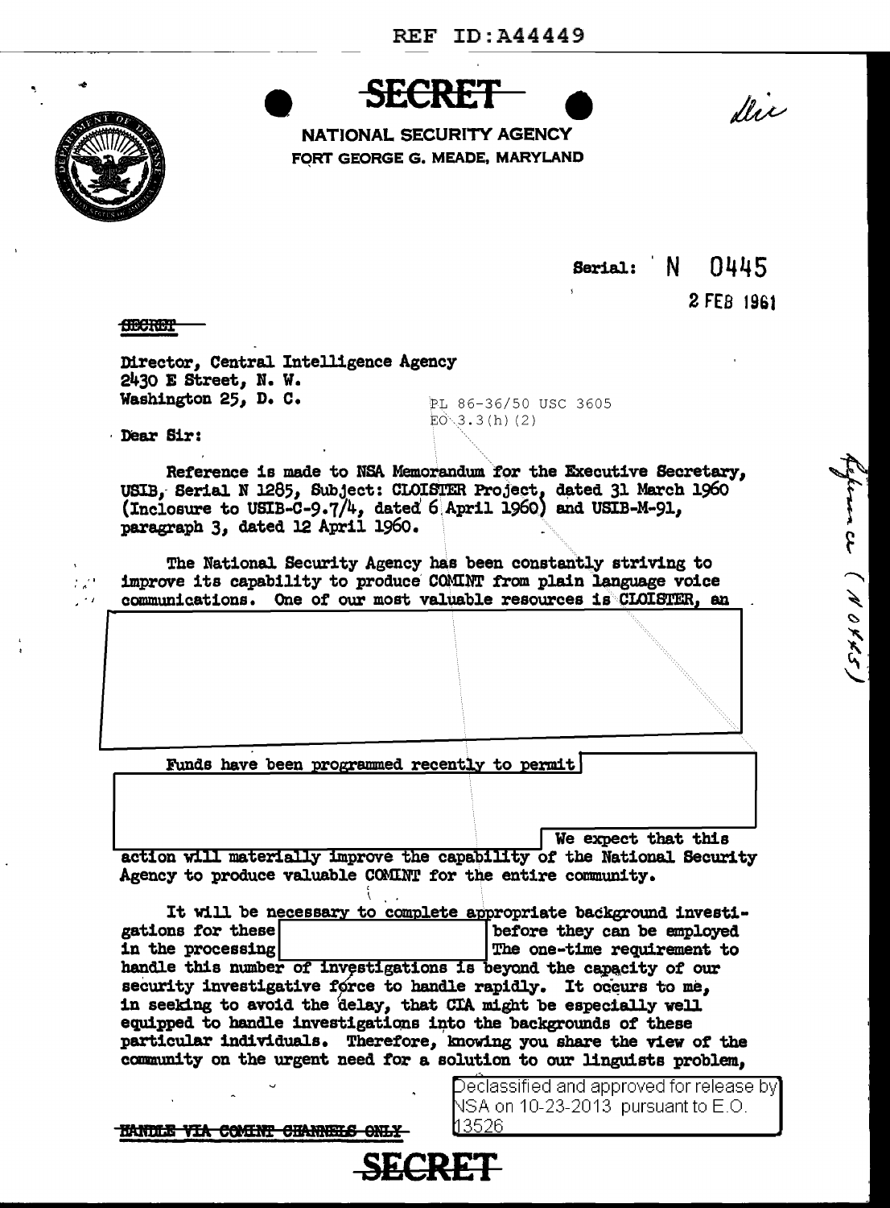REF ID:A44449

**SECRET**

NATIONAL SECURITY AGENCY
FORT GEORGE G. MEADE, MARYLAND

Serial: N 0445

2 FEB 1961

SECRET

Director, Central Intelligence Agency
2430 E Street, N. W.
Washington 25, D. C.

PL 86-36/50 USC 3605
EO 3.3(h)(2)

Dear Sir:

Reference is made to NSA Memorandum for the Executive Secretary, USIB, Serial N 1285, Subject: CLOISTER Project, dated 31 March 1960 (Inclosure to USIB-C-9.7/4, dated 6 April 1960) and USIB-M-91, paragraph 3, dated 12 April 1960.

The National Security Agency has been constantly striving to improve its capability to produce COMINT from plain language voice communications. One of our most valuable resources is CLOISTER, an [REDACTED]

Funds have been programmed recently to permit [REDACTED] We expect that this action will materially improve the capability of the National Security Agency to produce valuable COMINT for the entire community.

It will be necessary to complete appropriate background investigations for these [REDACTED] before they can be employed in the processing [REDACTED] The one-time requirement to handle this number of investigations is beyond the capacity of our security investigative force to handle rapidly. It occurs to me, in seeking to avoid the delay, that CIA might be especially well equipped to handle investigations into the backgrounds of these particular individuals. Therefore, knowing you share the view of the community on the urgent need for a solution to our linguists problem,

HANDLE VIA COMINT CHANNELS ONLY

Declassified and approved for release by NSA on 10-23-2013 pursuant to E.O. 13526

**SECRET**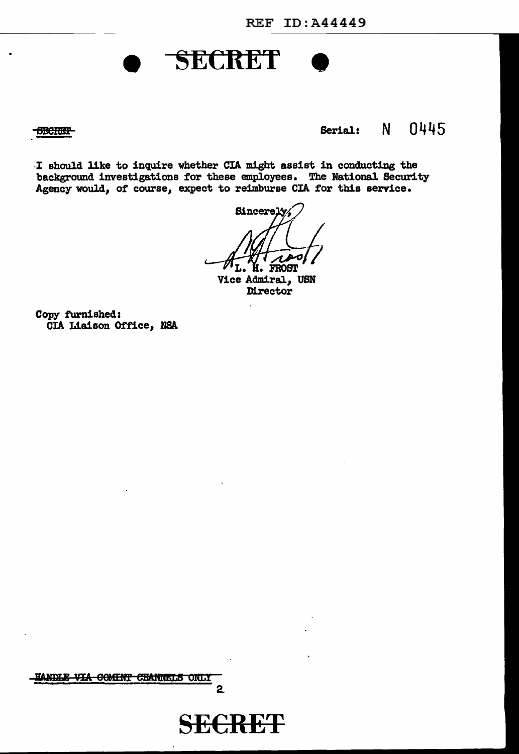**SECRET**

~~SECRET~~ Serial: N 0445

I should like to inquire whether CIA might assist in conducting the background investigations for these employees. The National Security Agency would, of course, expect to reimburse CIA for this service.

Sincerely,

L. H. FROST
Vice Admiral, USN
Director

Copy furnished:
CIA Liaison Office, NSA

~~HANDLE VIA COMINT CHANNELS ONLY~~

**SECRET**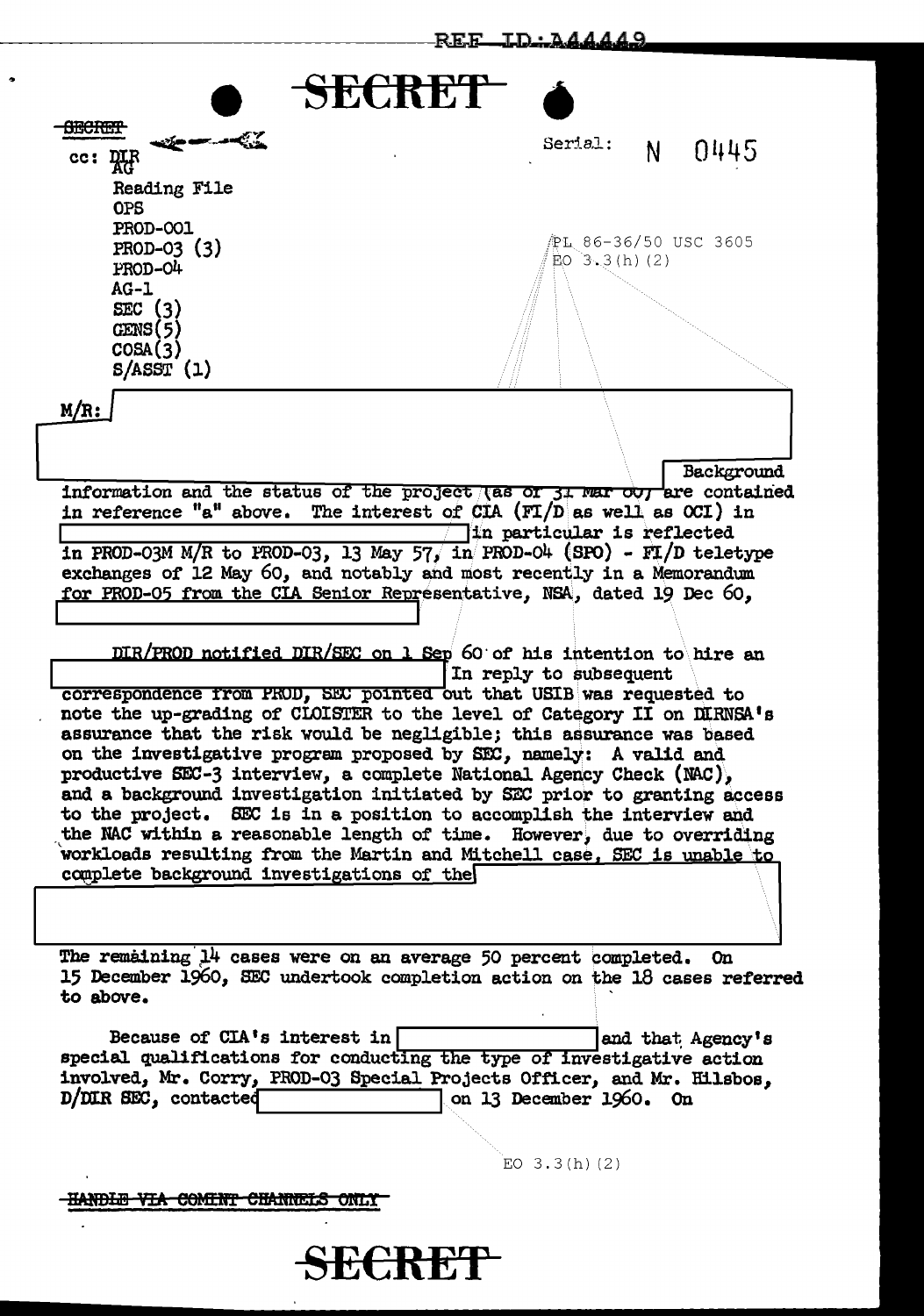REF ID:A44449

**SECRET**

~~SECRET~~

cc: DIR
AG
Reading File
OPS
PROD-001
PROD-03 (3)
PROD-04
AG-1
SEC (3)
GENS(5)
COSA(3)
S/ASST (1)

Serial: N 0445

PL 86-36/50 USC 3605
EO 3.3(h)(2)

M/R: [redacted]

[redacted] Background information and the status of the project (as of 31 Mar 60) are contained in reference "a" above. The interest of CIA (FI/D as well as OCI) in [redacted] in particular is reflected in PROD-03M M/R to PROD-03, 13 May 57, in PROD-04 (SPO) - FI/D teletype exchanges of 12 May 60, and notably and most recently in a Memorandum for PROD-05 from the CIA Senior Representative, NSA, dated 19 Dec 60, [redacted]

DIR/PROD notified DIR/SEC on 1 Sep 60 of his intention to hire an [redacted] In reply to subsequent correspondence from PROD, SEC pointed out that USIB was requested to note the up-grading of CLOISTER to the level of Category II on DIRNSA's assurance that the risk would be negligible; this assurance was based on the investigative program proposed by SEC, namely: A valid and productive SEC-3 interview, a complete National Agency Check (NAC), and a background investigation initiated by SEC prior to granting access to the project. SEC is in a position to accomplish the interview and the NAC within a reasonable length of time. However, due to overriding workloads resulting from the Martin and Mitchell case, SEC is unable to complete background investigations of the [redacted]

The remaining 14 cases were on an average 50 percent completed. On 15 December 1960, SEC undertook completion action on the 18 cases referred to above.

Because of CIA's interest in [redacted] and that Agency's special qualifications for conducting the type of investigative action involved, Mr. Corry, PROD-03 Special Projects Officer, and Mr. Hilsbos, D/DIR SEC, contacted [redacted] on 13 December 1960. On

EO 3.3(h)(2)

~~HANDLE VIA COMINT CHANNELS ONLY~~

**SECRET**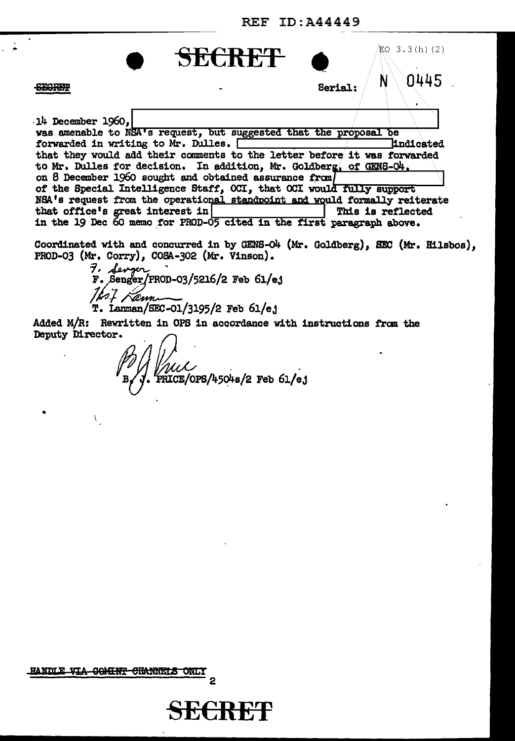SECRET

EO 3.3(h)(2)

SECRET

Serial: N 0445

14 December 1960, [redacted] was amenable to NSA's request, but suggested that the proposal be forwarded in writing to Mr. Dulles. [redacted] indicated that they would add their comments to the letter before it was forwarded to Mr. Dulles for decision. In addition, Mr. Goldberg, of GENS-04, on 8 December 1960 sought and obtained assurance from [redacted] of the Special Intelligence Staff, OCI, that OCI would fully support NSA's request from the operational standpoint and would formally reiterate that office's great interest in [redacted] This is reflected in the 19 Dec 60 memo for PROD-05 cited in the first paragraph above.

Coordinated with and concurred in by GENS-04 (Mr. Goldberg), SEC (Mr. Hilsbos), PROD-03 (Mr. Corry), COSA-302 (Mr. Vinson).

F. Senger/PROD-03/5216/2 Feb 61/ej

T. Lanman/SEC-01/3195/2 Feb 61/ej

Added M/R: Rewritten in OPS in accordance with instructions from the Deputy Director.

B. J. PRICE/OPS/4504s/2 Feb 61/ej

HANDLE VIA COMINT CHANNELS ONLY

SECRET